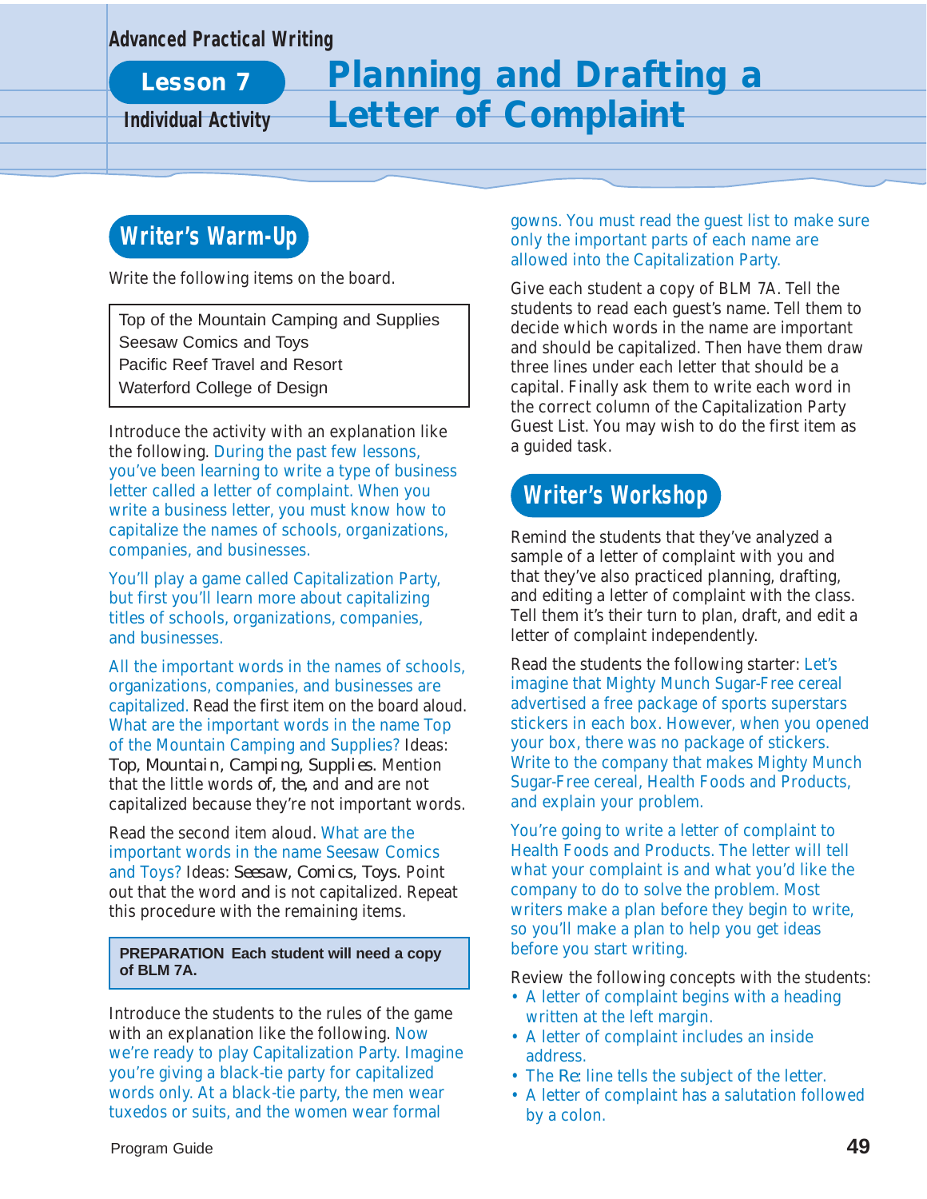Advanced Practical Writing

**Lesson 7**

**Individual Activity**

# Planning and Drafting a Letter of Complaint

## Writer's Warm-Up

Write the following items on the board.

> Top of the Mountain Camping and Supplies
> Seesaw Comics and Toys
> Pacific Reef Travel and Resort
> Waterford College of Design

Introduce the activity with an explanation like the following. During the past few lessons, you've been learning to write a type of business letter called a letter of complaint. When you write a business letter, you must know how to capitalize the names of schools, organizations, companies, and businesses.

You'll play a game called Capitalization Party, but first you'll learn more about capitalizing titles of schools, organizations, companies, and businesses.

All the important words in the names of schools, organizations, companies, and businesses are capitalized. Read the first item on the board aloud. What are the important words in the name Top of the Mountain Camping and Supplies? Ideas: *Top, Mountain, Camping, Supplies*. Mention that the little words *of, the,* and *and* are not capitalized because they're not important words.

Read the second item aloud. What are the important words in the name Seesaw Comics and Toys? Ideas: *Seesaw, Comics, Toys.* Point out that the word *and* is not capitalized. Repeat this procedure with the remaining items.

> **PREPARATION** Each student will need a copy of BLM 7A.

Introduce the students to the rules of the game with an explanation like the following. Now we're ready to play Capitalization Party. Imagine you're giving a black-tie party for capitalized words only. At a black-tie party, the men wear tuxedos or suits, and the women wear formal gowns. You must read the guest list to make sure only the important parts of each name are allowed into the Capitalization Party.

Give each student a copy of BLM 7A. Tell the students to read each guest's name. Tell them to decide which words in the name are important and should be capitalized. Then have them draw three lines under each letter that should be a capital. Finally ask them to write each word in the correct column of the Capitalization Party Guest List. You may wish to do the first item as a guided task.

## Writer's Workshop

Remind the students that they've analyzed a sample of a letter of complaint with you and that they've also practiced planning, drafting, and editing a letter of complaint with the class. Tell them it's their turn to plan, draft, and edit a letter of complaint independently.

Read the students the following starter: Let's imagine that Mighty Munch Sugar-Free cereal advertised a free package of sports superstars stickers in each box. However, when you opened your box, there was no package of stickers. Write to the company that makes Mighty Munch Sugar-Free cereal, Health Foods and Products, and explain your problem.

You're going to write a letter of complaint to Health Foods and Products. The letter will tell what your complaint is and what you'd like the company to do to solve the problem. Most writers make a plan before they begin to write, so you'll make a plan to help you get ideas before you start writing.

Review the following concepts with the students:

- A letter of complaint begins with a heading written at the left margin.
- A letter of complaint includes an inside address.
- The *Re:* line tells the subject of the letter.
- A letter of complaint has a salutation followed by a colon.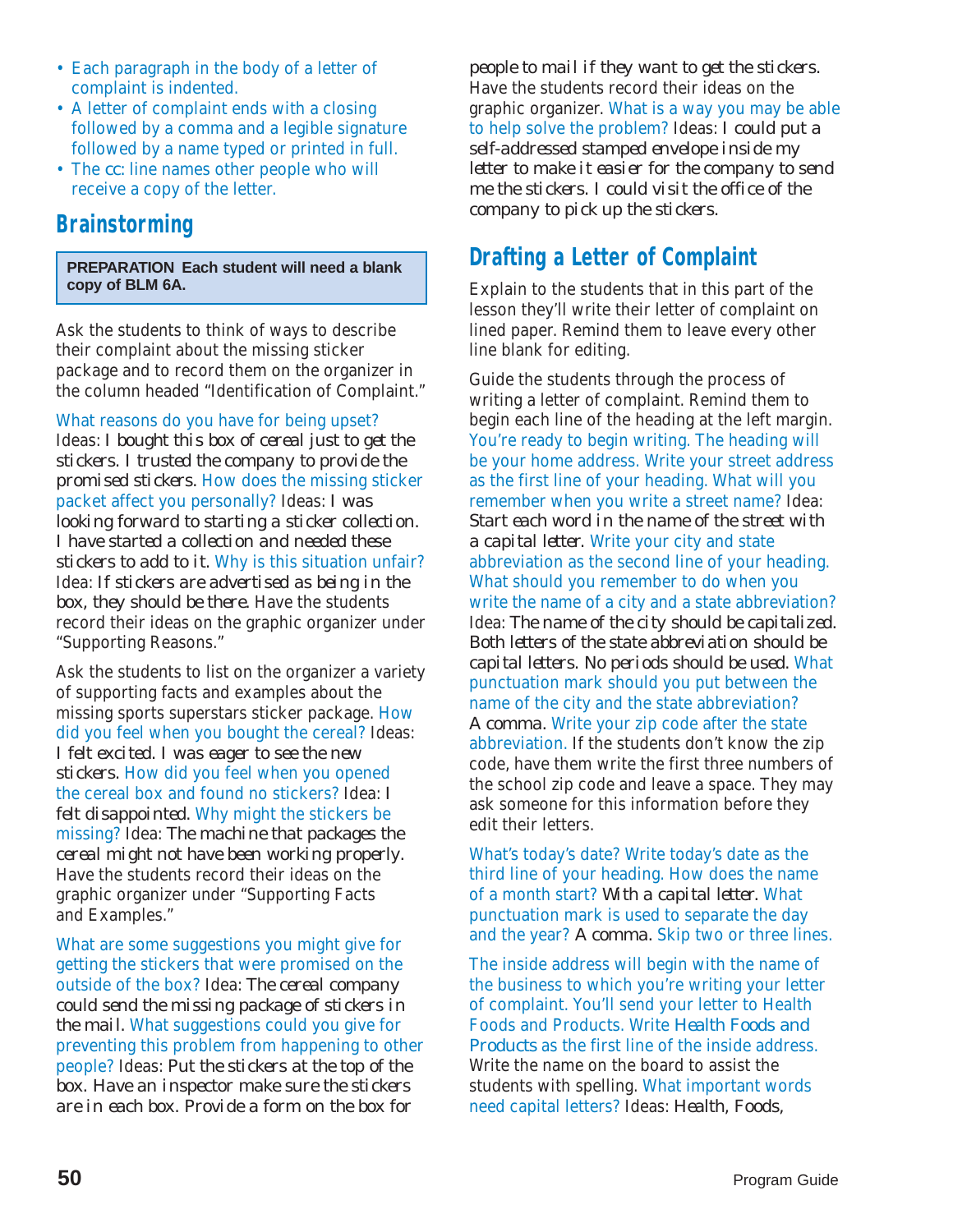- Each paragraph in the body of a letter of complaint is indented.
- A letter of complaint ends with a closing followed by a comma and a legible signature followed by a name typed or printed in full.
- The cc: line names other people who will receive a copy of the letter.

## Brainstorming

**PREPARATION Each student will need a blank copy of BLM 6A.**

Ask the students to think of ways to describe their complaint about the missing sticker package and to record them on the organizer in the column headed "Identification of Complaint."

What reasons do you have for being upset? Ideas: *I bought this box of cereal just to get the stickers. I trusted the company to provide the promised stickers.* How does the missing sticker packet affect you personally? Ideas: *I was looking forward to starting a sticker collection. I have started a collection and needed these stickers to add to it.* Why is this situation unfair? Idea: *If stickers are advertised as being in the box, they should be there.* Have the students record their ideas on the graphic organizer under "Supporting Reasons."

Ask the students to list on the organizer a variety of supporting facts and examples about the missing sports superstars sticker package. How did you feel when you bought the cereal? Ideas: *I felt excited. I was eager to see the new stickers.* How did you feel when you opened the cereal box and found no stickers? Idea: *I felt disappointed.* Why might the stickers be missing? Idea: *The machine that packages the cereal might not have been working properly.* Have the students record their ideas on the graphic organizer under "Supporting Facts and Examples."

What are some suggestions you might give for getting the stickers that were promised on the outside of the box? Idea: *The cereal company could send the missing package of stickers in the mail.* What suggestions could you give for preventing this problem from happening to other people? Ideas: *Put the stickers at the top of the box. Have an inspector make sure the stickers are in each box. Provide a form on the box for people to mail if they want to get the stickers.* Have the students record their ideas on the graphic organizer. What is a way you may be able to help solve the problem? Ideas: *I could put a self-addressed stamped envelope inside my letter to make it easier for the company to send me the stickers. I could visit the office of the company to pick up the stickers.*

## Drafting a Letter of Complaint

Explain to the students that in this part of the lesson they'll write their letter of complaint on lined paper. Remind them to leave every other line blank for editing.

Guide the students through the process of writing a letter of complaint. Remind them to begin each line of the heading at the left margin. You're ready to begin writing. The heading will be your home address. Write your street address as the first line of your heading. What will you remember when you write a street name? Idea: *Start each word in the name of the street with a capital letter.* Write your city and state abbreviation as the second line of your heading. What should you remember to do when you write the name of a city and a state abbreviation? Idea: *The name of the city should be capitalized. Both letters of the state abbreviation should be capital letters. No periods should be used.* What punctuation mark should you put between the name of the city and the state abbreviation? *A comma.* Write your zip code after the state abbreviation. If the students don't know the zip code, have them write the first three numbers of the school zip code and leave a space. They may ask someone for this information before they edit their letters.

What's today's date? Write today's date as the third line of your heading. How does the name of a month start? *With a capital letter.* What punctuation mark is used to separate the day and the year? *A comma.* Skip two or three lines.

The inside address will begin with the name of the business to which you're writing your letter of complaint. You'll send your letter to Health Foods and Products. Write *Health Foods and Products* as the first line of the inside address. Write the name on the board to assist the students with spelling. What important words need capital letters? Ideas: *Health, Foods,*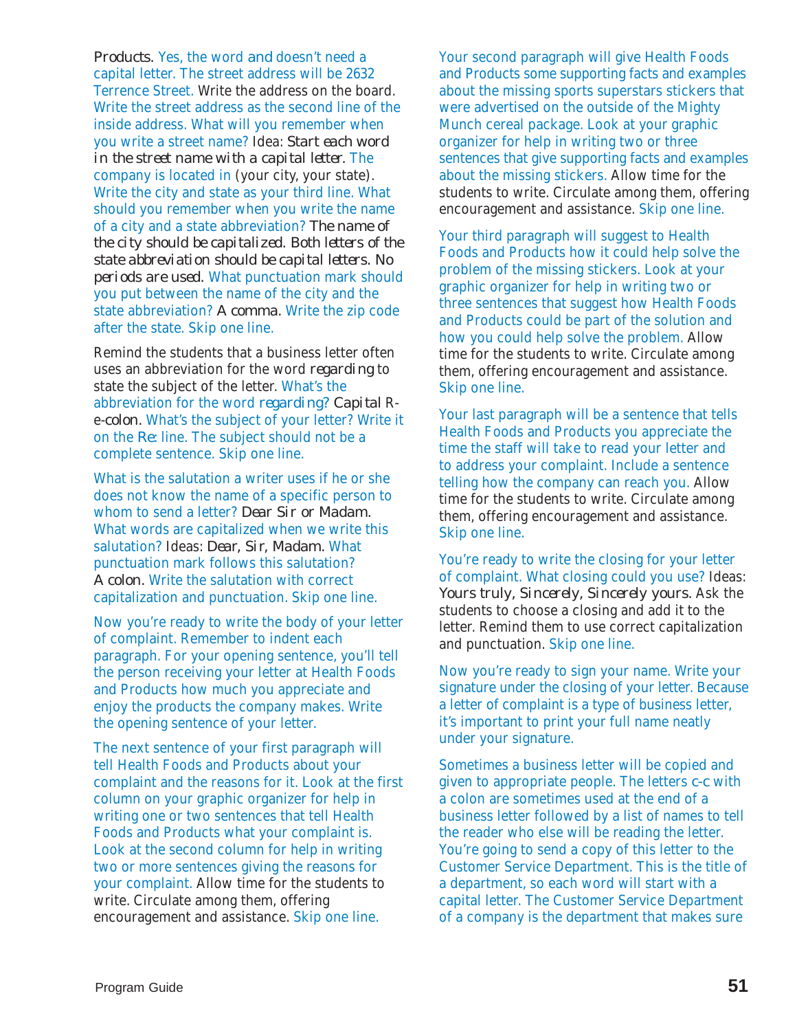Products. Yes, the word *and* doesn't need a capital letter. The street address will be 2632 Terrence Street. Write the address on the board. Write the street address as the second line of the inside address. What will you remember when you write a street name? Idea: *Start each word in the street name with a capital letter.* The company is located in (your city, your state). Write the city and state as your third line. What should you remember when you write the name of a city and a state abbreviation? *The name of the city should be capitalized. Both letters of the state abbreviation should be capital letters. No periods are used.* What punctuation mark should you put between the name of the city and the state abbreviation? *A comma.* Write the zip code after the state. Skip one line.

Remind the students that a business letter often uses an abbreviation for the word *regarding* to state the subject of the letter. What's the abbreviation for the word *regarding*? *Capital R-e-colon.* What's the subject of your letter? Write it on the *Re:* line. The subject should not be a complete sentence. Skip one line.

What is the salutation a writer uses if he or she does not know the name of a specific person to whom to send a letter? *Dear Sir or Madam.* What words are capitalized when we write this salutation? Ideas: *Dear, Sir, Madam.* What punctuation mark follows this salutation? *A colon.* Write the salutation with correct capitalization and punctuation. Skip one line.

Now you're ready to write the body of your letter of complaint. Remember to indent each paragraph. For your opening sentence, you'll tell the person receiving your letter at Health Foods and Products how much you appreciate and enjoy the products the company makes. Write the opening sentence of your letter.

The next sentence of your first paragraph will tell Health Foods and Products about your complaint and the reasons for it. Look at the first column on your graphic organizer for help in writing one or two sentences that tell Health Foods and Products what your complaint is. Look at the second column for help in writing two or more sentences giving the reasons for your complaint. Allow time for the students to write. Circulate among them, offering encouragement and assistance. Skip one line.

Your second paragraph will give Health Foods and Products some supporting facts and examples about the missing sports superstars stickers that were advertised on the outside of the Mighty Munch cereal package. Look at your graphic organizer for help in writing two or three sentences that give supporting facts and examples about the missing stickers. Allow time for the students to write. Circulate among them, offering encouragement and assistance. Skip one line.

Your third paragraph will suggest to Health Foods and Products how it could help solve the problem of the missing stickers. Look at your graphic organizer for help in writing two or three sentences that suggest how Health Foods and Products could be part of the solution and how you could help solve the problem. Allow time for the students to write. Circulate among them, offering encouragement and assistance. Skip one line.

Your last paragraph will be a sentence that tells Health Foods and Products you appreciate the time the staff will take to read your letter and to address your complaint. Include a sentence telling how the company can reach you. Allow time for the students to write. Circulate among them, offering encouragement and assistance. Skip one line.

You're ready to write the closing for your letter of complaint. What closing could you use? Ideas: *Yours truly, Sincerely, Sincerely yours.* Ask the students to choose a closing and add it to the letter. Remind them to use correct capitalization and punctuation. Skip one line.

Now you're ready to sign your name. Write your signature under the closing of your letter. Because a letter of complaint is a type of business letter, it's important to print your full name neatly under your signature.

Sometimes a business letter will be copied and given to appropriate people. The letters *c-c* with a colon are sometimes used at the end of a business letter followed by a list of names to tell the reader who else will be reading the letter. You're going to send a copy of this letter to the Customer Service Department. This is the title of a department, so each word will start with a capital letter. The Customer Service Department of a company is the department that makes sure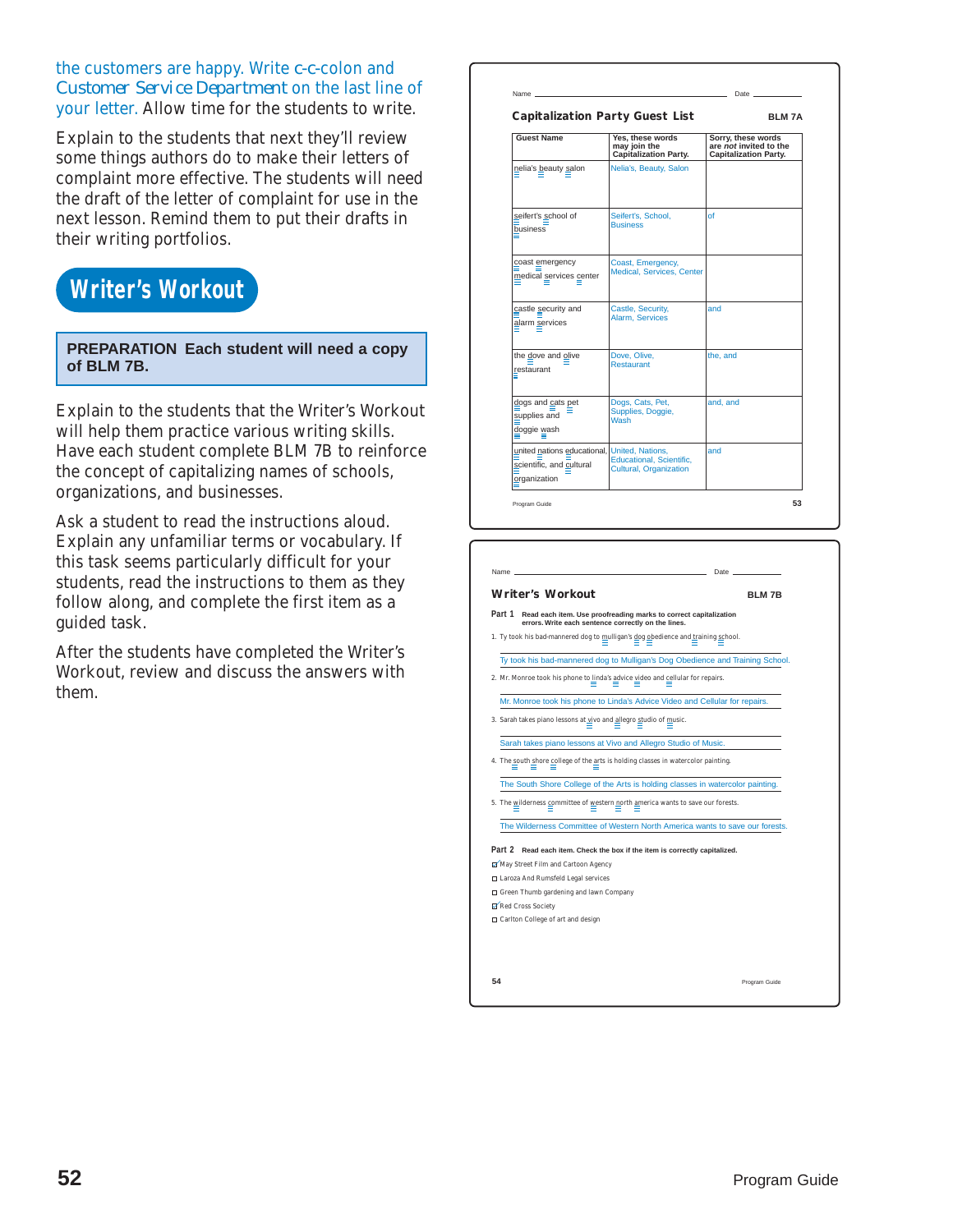the customers are happy. Write c-c-colon and *Customer Service Department* on the last line of your letter. Allow time for the students to write.

Explain to the students that next they'll review some things authors do to make their letters of complaint more effective. The students will need the draft of the letter of complaint for use in the next lesson. Remind them to put their drafts in their writing portfolios.

## Writer's Workout

**PREPARATION Each student will need a copy of BLM 7B.**

Explain to the students that the Writer's Workout will help them practice various writing skills. Have each student complete BLM 7B to reinforce the concept of capitalizing names of schools, organizations, and businesses.

Ask a student to read the instructions aloud. Explain any unfamiliar terms or vocabulary. If this task seems particularly difficult for your students, read the instructions to them as they follow along, and complete the first item as a guided task.

After the students have completed the Writer's Workout, review and discuss the answers with them.

---

Name ______________________ Date __________

**Capitalization Party Guest List** **BLM 7A**

| Guest Name | Yes, these words may join the Capitalization Party. | Sorry, these words are *not* invited to the Capitalization Party. |
|---|---|---|
| nelia's beauty salon | Nelia's, Beauty, Salon | |
| seifert's school of business | Seifert's, School, Business | of |
| coast emergency medical services center | Coast, Emergency, Medical, Services, Center | |
| castle security and alarm services | Castle, Security, Alarm, Services | and |
| the dove and olive restaurant | Dove, Olive, Restaurant | the, and |
| dogs and cats pet supplies and doggie wash | Dogs, Cats, Pet, Supplies, Doggie, Wash | and, and |
| united nations educational, scientific, and cultural organization | United, Nations, Educational, Scientific, Cultural, Organization | and |

Program Guide 53

---

Name ______________________ Date __________

**Writer's Workout** **BLM 7B**

**Part 1** **Read each item. Use proofreading marks to correct capitalization errors. Write each sentence correctly on the lines.**

1. Ty took his bad-mannered dog to mulligan's dog obedience and training school.
   Ty took his bad-mannered dog to Mulligan's Dog Obedience and Training School.
2. Mr. Monroe took his phone to linda's advice video and cellular for repairs.
   Mr. Monroe took his phone to Linda's Advice Video and Cellular for repairs.
3. Sarah takes piano lessons at vivo and allegro studio of music.
   Sarah takes piano lessons at Vivo and Allegro Studio of Music.
4. The south shore college of the arts is holding classes in watercolor painting.
   The South Shore College of the Arts is holding classes in watercolor painting.
5. The wilderness committee of western north america wants to save our forests.
   The Wilderness Committee of Western North America wants to save our forests.

**Part 2** **Read each item. Check the box if the item is correctly capitalized.**

- [x] May Street Film and Cartoon Agency
- [ ] Laroza And Rumsfeld Legal services
- [ ] Green Thumb gardening and lawn Company
- [x] Red Cross Society
- [ ] Carlton College of art and design

54 Program Guide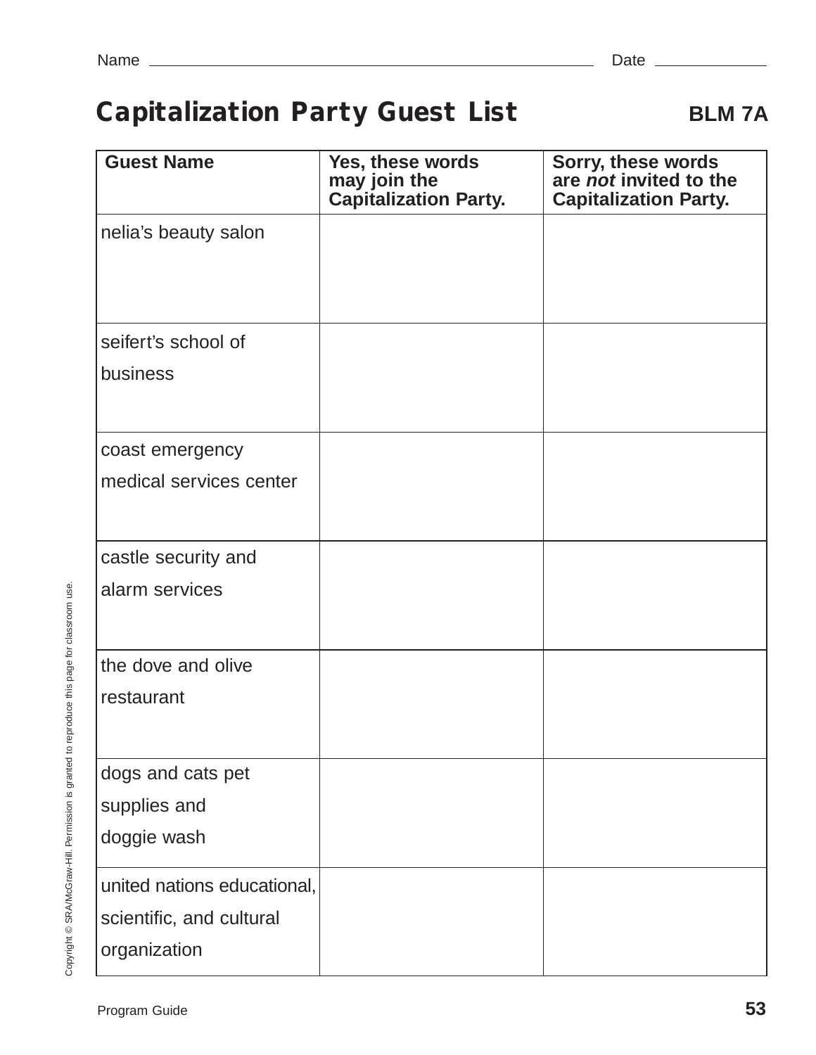Name ____________________ Date __________

# Capitalization Party Guest List

**BLM 7A**

| Guest Name | Yes, these words may join the Capitalization Party. | Sorry, these words are *not* invited to the Capitalization Party. |
|---|---|---|
| nelia's beauty salon | | |
| seifert's school of business | | |
| coast emergency medical services center | | |
| castle security and alarm services | | |
| the dove and olive restaurant | | |
| dogs and cats pet supplies and doggie wash | | |
| united nations educational, scientific, and cultural organization | | |

Copyright © SRA/McGraw-Hill. Permission is granted to reproduce this page for classroom use.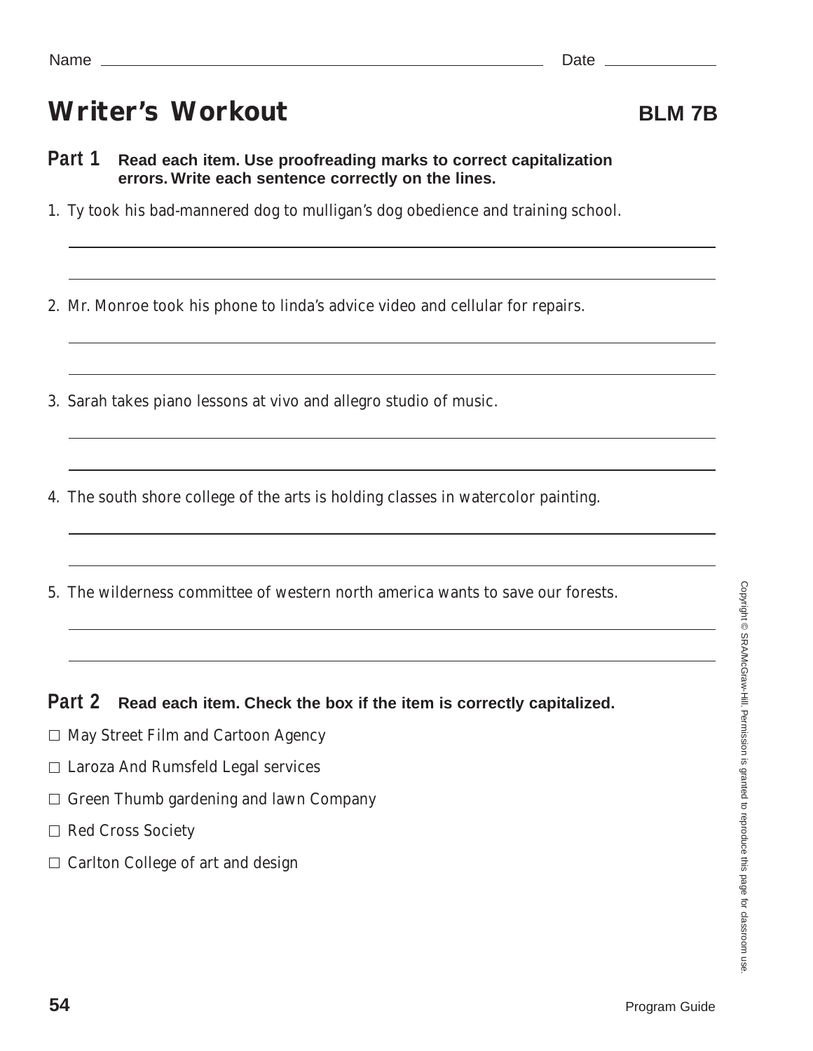Name ______________________________ Date ____________

# Writer's Workout

**BLM 7B**

**Part 1** **Read each item. Use proofreading marks to correct capitalization errors. Write each sentence correctly on the lines.**

1. Ty took his bad-mannered dog to mulligan's dog obedience and training school.

______________________________________________

______________________________________________

2. Mr. Monroe took his phone to linda's advice video and cellular for repairs.

______________________________________________

______________________________________________

3. Sarah takes piano lessons at vivo and allegro studio of music.

______________________________________________

______________________________________________

4. The south shore college of the arts is holding classes in watercolor painting.

______________________________________________

______________________________________________

5. The wilderness committee of western north america wants to save our forests.

______________________________________________

______________________________________________

**Part 2** **Read each item. Check the box if the item is correctly capitalized.**

- ☐ May Street Film and Cartoon Agency
- ☐ Laroza And Rumsfeld Legal services
- ☐ Green Thumb gardening and lawn Company
- ☐ Red Cross Society
- ☐ Carlton College of art and design

Copyright © SRA/McGraw-Hill. Permission is granted to reproduce this page for classroom use.

Program Guide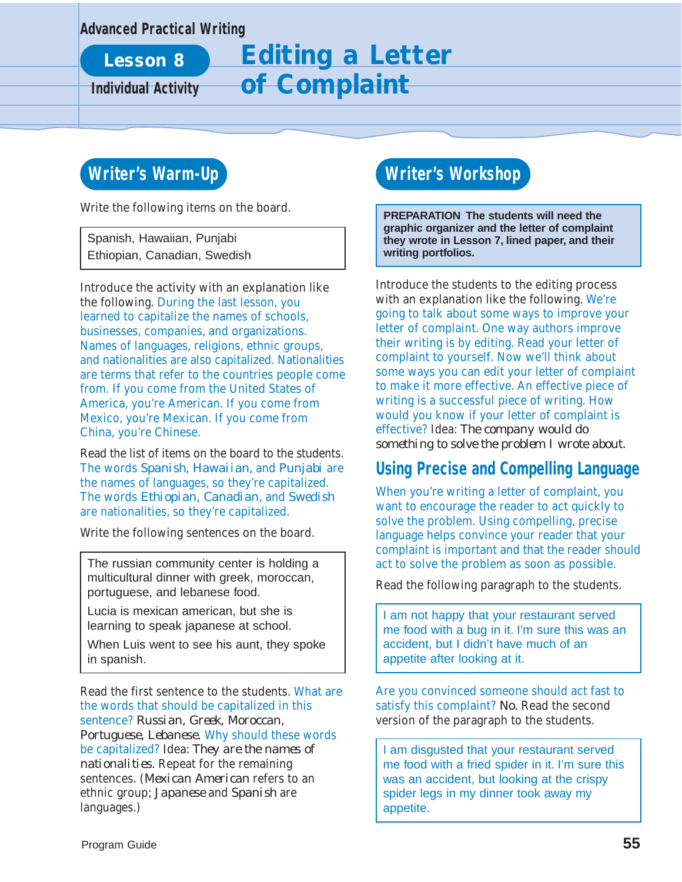Advanced Practical Writing

# Lesson 8 — Editing a Letter of Complaint

Individual Activity

## Writer's Warm-Up

Write the following items on the board.

> Spanish, Hawaiian, Punjabi
> Ethiopian, Canadian, Swedish

Introduce the activity with an explanation like the following. During the last lesson, you learned to capitalize the names of schools, businesses, companies, and organizations. Names of languages, religions, ethnic groups, and nationalities are also capitalized. Nationalities are terms that refer to the countries people come from. If you come from the United States of America, you're American. If you come from Mexico, you're Mexican. If you come from China, you're Chinese.

Read the list of items on the board to the students. The words *Spanish, Hawaiian,* and *Punjabi* are the names of languages, so they're capitalized. The words *Ethiopian, Canadian,* and *Swedish* are nationalities, so they're capitalized.

Write the following sentences on the board.

> The russian community center is holding a multicultural dinner with greek, moroccan, portuguese, and lebanese food.
>
> Lucia is mexican american, but she is learning to speak japanese at school.
>
> When Luis went to see his aunt, they spoke in spanish.

Read the first sentence to the students. What are the words that should be capitalized in this sentence? *Russian, Greek, Moroccan, Portuguese, Lebanese.* Why should these words be capitalized? Idea: *They are the names of nationalities.* Repeat for the remaining sentences. (*Mexican American* refers to an ethnic group; *Japanese* and *Spanish* are languages.)

## Writer's Workshop

**PREPARATION The students will need the graphic organizer and the letter of complaint they wrote in Lesson 7, lined paper, and their writing portfolios.**

Introduce the students to the editing process with an explanation like the following. We're going to talk about some ways to improve your letter of complaint. One way authors improve their writing is by editing. Read your letter of complaint to yourself. Now we'll think about some ways you can edit your letter of complaint to make it more effective. An effective piece of writing is a successful piece of writing. How would you know if your letter of complaint is effective? Idea: *The company would do something to solve the problem I wrote about.*

### Using Precise and Compelling Language

When you're writing a letter of complaint, you want to encourage the reader to act quickly to solve the problem. Using compelling, precise language helps convince your reader that your complaint is important and that the reader should act to solve the problem as soon as possible.

Read the following paragraph to the students.

> I am not happy that your restaurant served me food with a bug in it. I'm sure this was an accident, but I didn't have much of an appetite after looking at it.

Are you convinced someone should act fast to satisfy this complaint? *No.* Read the second version of the paragraph to the students.

> I am disgusted that your restaurant served me food with a fried spider in it. I'm sure this was an accident, but looking at the crispy spider legs in my dinner took away my appetite.

Program Guide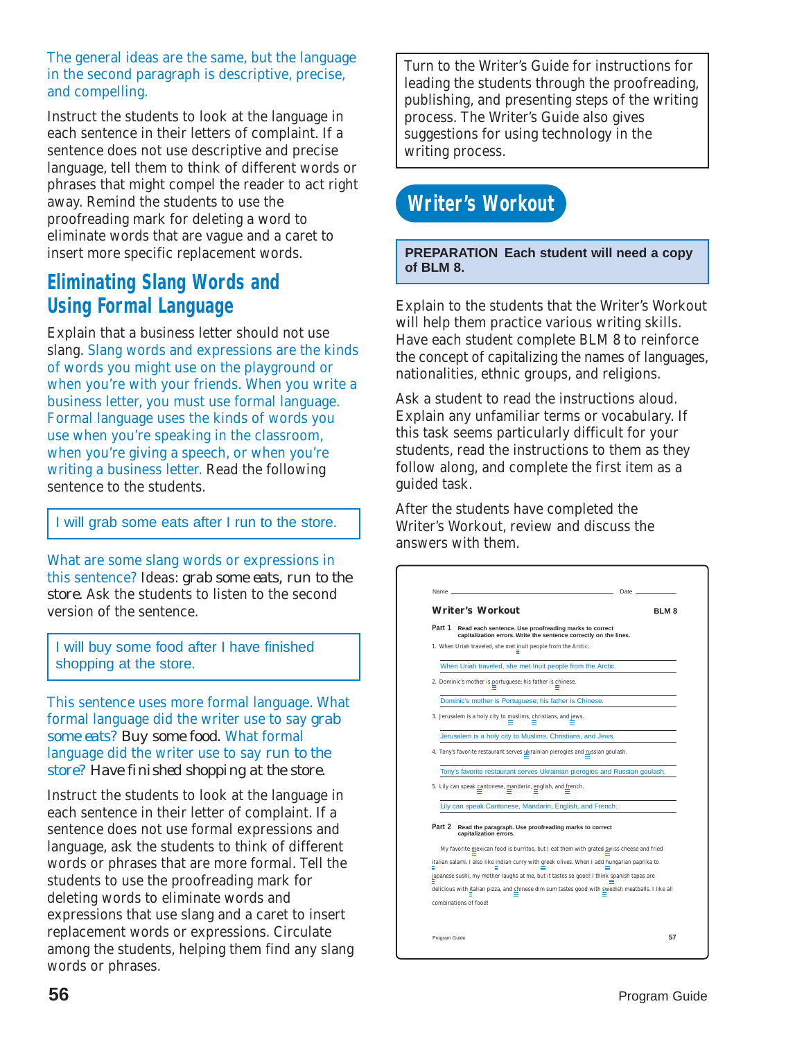The general ideas are the same, but the language in the second paragraph is descriptive, precise, and compelling.

Instruct the students to look at the language in each sentence in their letters of complaint. If a sentence does not use descriptive and precise language, tell them to think of different words or phrases that might compel the reader to act right away. Remind the students to use the proofreading mark for deleting a word to eliminate words that are vague and a caret to insert more specific replacement words.

## Eliminating Slang Words and Using Formal Language

Explain that a business letter should not use slang. Slang words and expressions are the kinds of words you might use on the playground or when you're with your friends. When you write a business letter, you must use formal language. Formal language uses the kinds of words you use when you're speaking in the classroom, when you're giving a speech, or when you're writing a business letter. Read the following sentence to the students.

> I will grab some eats after I run to the store.

What are some slang words or expressions in this sentence? Ideas: *grab some eats, run to the store.* Ask the students to listen to the second version of the sentence.

> I will buy some food after I have finished shopping at the store.

This sentence uses more formal language. What formal language did the writer use to say *grab some eats?* *Buy some food.* What formal language did the writer use to say *run to the store?* *Have finished shopping at the store.*

Instruct the students to look at the language in each sentence in their letter of complaint. If a sentence does not use formal expressions and language, ask the students to think of different words or phrases that are more formal. Tell the students to use the proofreading mark for deleting words to eliminate words and expressions that use slang and a caret to insert replacement words or expressions. Circulate among the students, helping them find any slang words or phrases.

Turn to the Writer's Guide for instructions for leading the students through the proofreading, publishing, and presenting steps of the writing process. The Writer's Guide also gives suggestions for using technology in the writing process.

## Writer's Workout

**PREPARATION Each student will need a copy of BLM 8.**

Explain to the students that the Writer's Workout will help them practice various writing skills. Have each student complete BLM 8 to reinforce the concept of capitalizing the names of languages, nationalities, ethnic groups, and religions.

Ask a student to read the instructions aloud. Explain any unfamiliar terms or vocabulary. If this task seems particularly difficult for your students, read the instructions to them as they follow along, and complete the first item as a guided task.

After the students have completed the Writer's Workout, review and discuss the answers with them.

Name ______________________ Date ________

**Writer's Workout** **BLM 8**

**Part 1** **Read each sentence. Use proofreading marks to correct capitalization errors. Write the sentence correctly on the lines.**

1. When Uriah traveled, she met inuit people from the Arctic.
   When Uriah traveled, she met Inuit people from the Arctic.
2. Dominic's mother is portuguese; his father is chinese.
   Dominic's mother is Portuguese; his father is Chinese.
3. Jerusalem is a holy city to muslims, christians, and jews.
   Jerusalem is a holy city to Muslims, Christians, and Jews.
4. Tony's favorite restaurant serves ukrainian pierogies and russian goulash.
   Tony's favorite restaurant serves Ukrainian pierogies and Russian goulash.
5. Lily can speak cantonese, mandarin, english, and french.
   Lily can speak Cantonese, Mandarin, English, and French.

**Part 2** **Read the paragraph. Use proofreading marks to correct capitalization errors.**

My favorite mexican food is burritos, but I eat them with grated swiss cheese and fried italian salami. I also like indian curry with greek olives. When I add hungarian paprika to japanese sushi, my mother laughs at me, but it tastes so good! I think spanish tapas are delicious with italian pizza, and chinese dim sum tastes good with swedish meatballs. I like all combinations of food!

Program Guide 57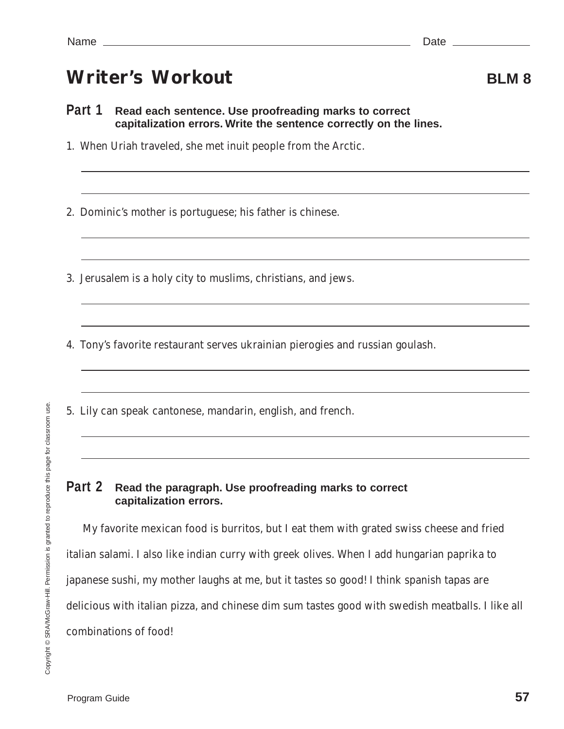Name ______________________________ Date ______________

# Writer's Workout

**BLM 8**

## Part 1 Read each sentence. Use proofreading marks to correct capitalization errors. Write the sentence correctly on the lines.

1. When Uriah traveled, she met inuit people from the Arctic.

______________________________________________________________

______________________________________________________________

2. Dominic's mother is portuguese; his father is chinese.

______________________________________________________________

______________________________________________________________

3. Jerusalem is a holy city to muslims, christians, and jews.

______________________________________________________________

______________________________________________________________

4. Tony's favorite restaurant serves ukrainian pierogies and russian goulash.

______________________________________________________________

______________________________________________________________

5. Lily can speak cantonese, mandarin, english, and french.

______________________________________________________________

______________________________________________________________

## Part 2 Read the paragraph. Use proofreading marks to correct capitalization errors.

My favorite mexican food is burritos, but I eat them with grated swiss cheese and fried italian salami. I also like indian curry with greek olives. When I add hungarian paprika to japanese sushi, my mother laughs at me, but it tastes so good! I think spanish tapas are delicious with italian pizza, and chinese dim sum tastes good with swedish meatballs. I like all combinations of food!

Copyright © SRA/McGraw-Hill. Permission is granted to reproduce this page for classroom use.

Program Guide